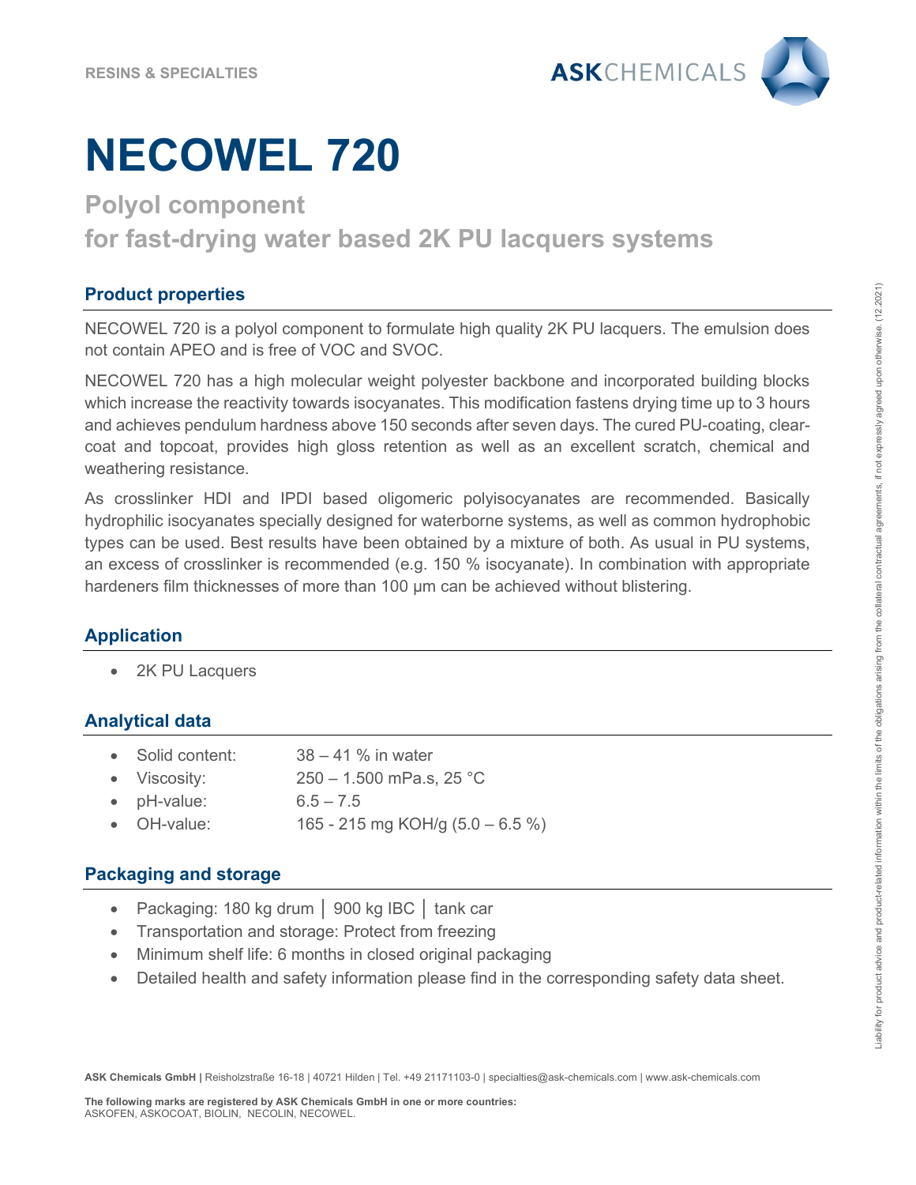RESINS & SPECIALTIES

# NECOWEL 720

## Polyol component for fast-drying water based 2K PU lacquers systems

### Product properties

NECOWEL 720 is a polyol component to formulate high quality 2K PU lacquers. The emulsion does not contain APEO and is free of VOC and SVOC.

NECOWEL 720 has a high molecular weight polyester backbone and incorporated building blocks which increase the reactivity towards isocyanates. This modification fastens drying time up to 3 hours and achieves pendulum hardness above 150 seconds after seven days. The cured PU-coating, clear-coat and topcoat, provides high gloss retention as well as an excellent scratch, chemical and weathering resistance.

As crosslinker HDI and IPDI based oligomeric polyisocyanates are recommended. Basically hydrophilic isocyanates specially designed for waterborne systems, as well as common hydrophobic types can be used. Best results have been obtained by a mixture of both. As usual in PU systems, an excess of crosslinker is recommended (e.g. 150 % isocyanate). In combination with appropriate hardeners film thicknesses of more than 100 µm can be achieved without blistering.

### Application

- 2K PU Lacquers

### Analytical data

- Solid content: 38 – 41 % in water
- Viscosity: 250 – 1.500 mPa.s, 25 °C
- pH-value: 6.5 – 7.5
- OH-value: 165 - 215 mg KOH/g (5.0 – 6.5 %)

### Packaging and storage

- Packaging: 180 kg drum │ 900 kg IBC │ tank car
- Transportation and storage: Protect from freezing
- Minimum shelf life: 6 months in closed original packaging
- Detailed health and safety information please find in the corresponding safety data sheet.

Liability for product advice and product-related information within the limits of the obligations arising from the collateral contractual agreements, if not expressly agreed upon otherwise. (12.2021)

**ASK Chemicals GmbH |** Reisholzstraße 16-18 | 40721 Hilden | Tel. +49 21171103-0 | specialties@ask-chemicals.com | www.ask-chemicals.com

**The following marks are registered by ASK Chemicals GmbH in one or more countries:**
ASKOFEN, ASKOCOAT, BIOLIN, NECOLIN, NECOWEL.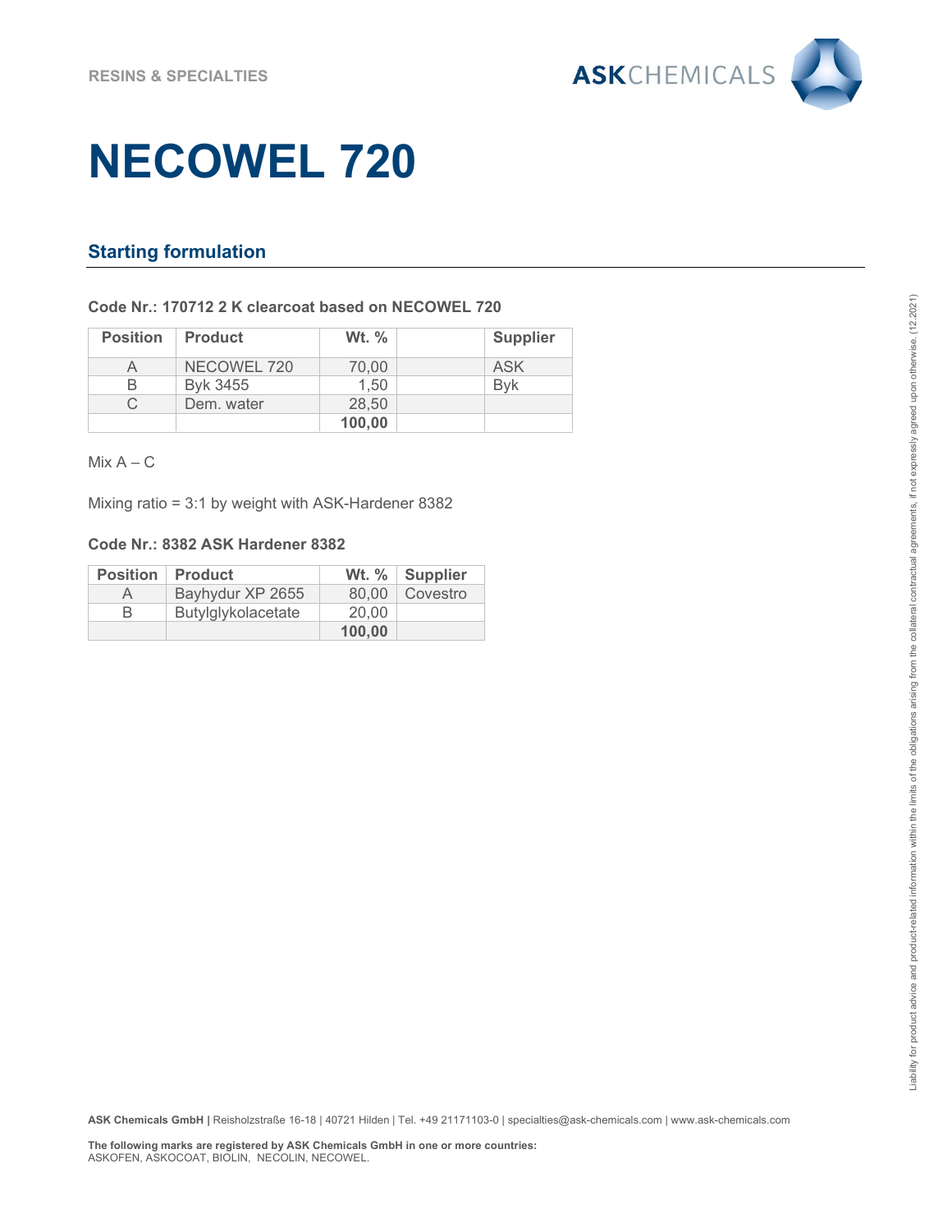RESINS & SPECIALTIES

# NECOWEL 720

## Starting formulation

**Code Nr.: 170712 2 K clearcoat based on NECOWEL 720**

| Position | Product | Wt. % | | Supplier |
|---|---|---|---|---|
| A | NECOWEL 720 | 70,00 | | ASK |
| B | Byk 3455 | 1,50 | | Byk |
| C | Dem. water | 28,50 | | |
| | | **100,00** | | |

Mix A – C

Mixing ratio = 3:1 by weight with ASK-Hardener 8382

**Code Nr.: 8382 ASK Hardener 8382**

| Position | Product | Wt. % | Supplier |
|---|---|---|---|
| A | Bayhydur XP 2655 | 80,00 | Covestro |
| B | Butylglykolacetate | 20,00 | |
| | | **100,00** | |

Liability for product advice and product-related information within the limits of the obligations arising from the collateral contractual agreements, if not expressly agreed upon otherwise. (12.2021)

**ASK Chemicals GmbH |** Reisholzstraße 16-18 | 40721 Hilden | Tel. +49 21171103-0 | specialties@ask-chemicals.com | www.ask-chemicals.com

**The following marks are registered by ASK Chemicals GmbH in one or more countries:**
ASKOFEN, ASKOCOAT, BIOLIN, NECOLIN, NECOWEL.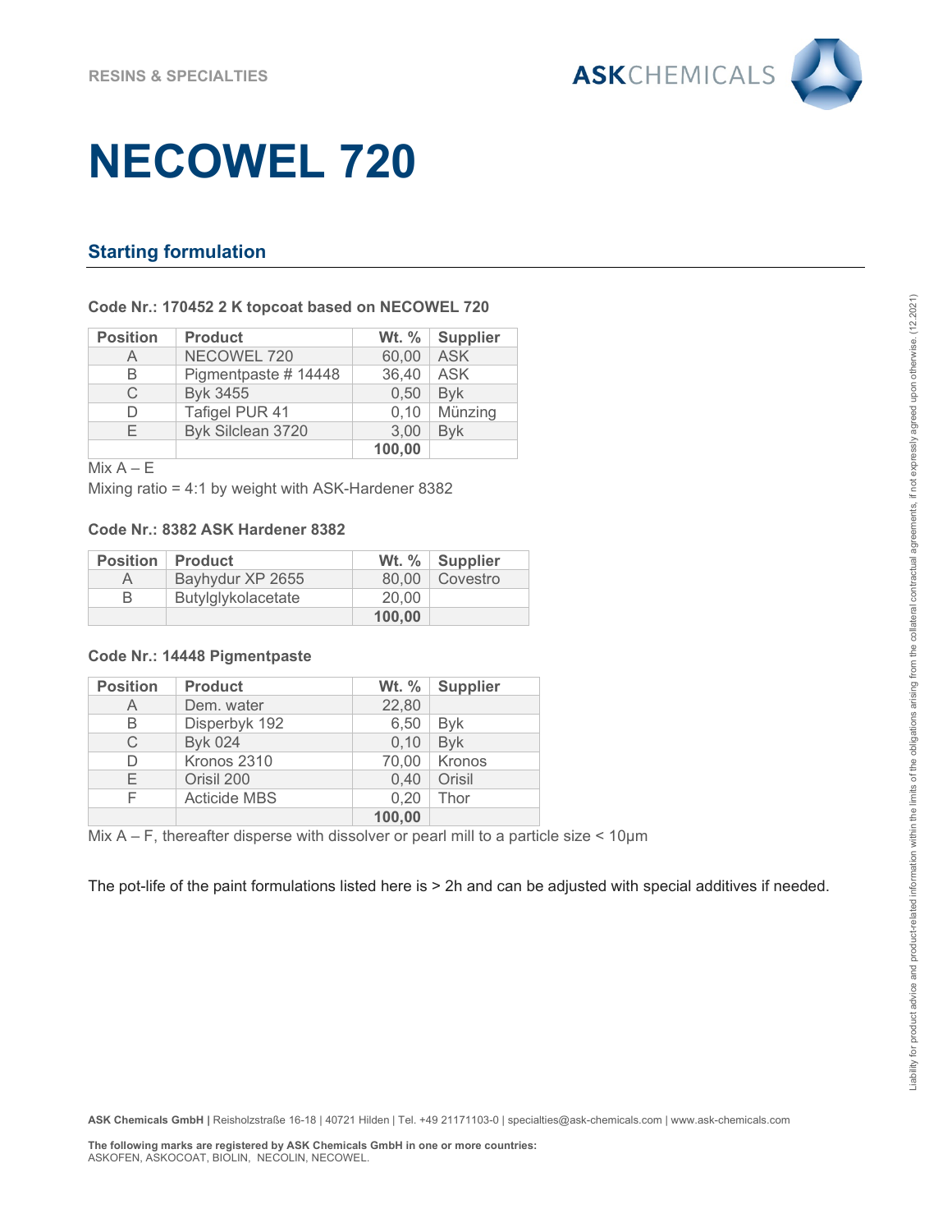RESINS & SPECIALTIES

# NECOWEL 720

## Starting formulation

**Code Nr.: 170452 2 K topcoat based on NECOWEL 720**

| Position | Product | Wt. % | Supplier |
|---|---|---|---|
| A | NECOWEL 720 | 60,00 | ASK |
| B | Pigmentpaste # 14448 | 36,40 | ASK |
| C | Byk 3455 | 0,50 | Byk |
| D | Tafigel PUR 41 | 0,10 | Münzing |
| E | Byk Silclean 3720 | 3,00 | Byk |
| | | **100,00** | |

Mix A – E

Mixing ratio = 4:1 by weight with ASK-Hardener 8382

**Code Nr.: 8382 ASK Hardener 8382**

| Position | Product | Wt. % | Supplier |
|---|---|---|---|
| A | Bayhydur XP 2655 | 80,00 | Covestro |
| B | Butylglykolacetate | 20,00 | |
| | | **100,00** | |

**Code Nr.: 14448 Pigmentpaste**

| Position | Product | Wt. % | Supplier |
|---|---|---|---|
| A | Dem. water | 22,80 | |
| B | Disperbyk 192 | 6,50 | Byk |
| C | Byk 024 | 0,10 | Byk |
| D | Kronos 2310 | 70,00 | Kronos |
| E | Orisil 200 | 0,40 | Orisil |
| F | Acticide MBS | 0,20 | Thor |
| | | **100,00** | |

Mix A – F, thereafter disperse with dissolver or pearl mill to a particle size < 10µm

The pot-life of the paint formulations listed here is > 2h and can be adjusted with special additives if needed.

**ASK Chemicals GmbH |** Reisholzstraße 16-18 | 40721 Hilden | Tel. +49 21171103-0 | specialties@ask-chemicals.com | www.ask-chemicals.com

**The following marks are registered by ASK Chemicals GmbH in one or more countries:**
ASKOFEN, ASKOCOAT, BIOLIN, NECOLIN, NECOWEL.

Liability for product advice and product-related information within the limits of the obligations arising from the collateral contractual agreements, if not expressly agreed upon otherwise. (12.2021)